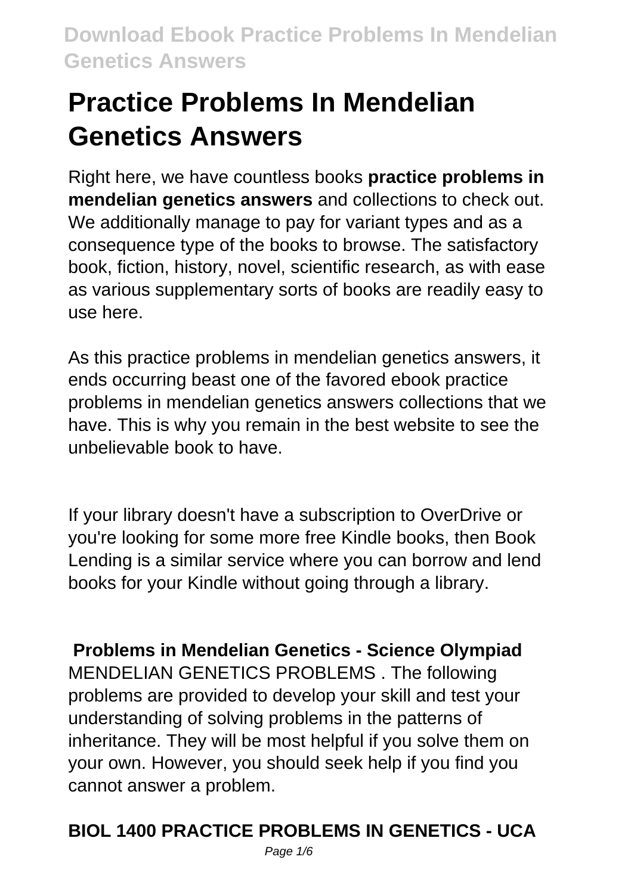# Practice Problems In Mendelian Genetics Answers

Right here, we have countless books **practice problems in mendelian genetics answers** and collections to check out. We additionally manage to pay for variant types and as a consequence type of the books to browse. The satisfactory book, fiction, history, novel, scientific research, as with ease as various supplementary sorts of books are readily easy to use here.

As this practice problems in mendelian genetics answers, it ends occurring beast one of the favored ebook practice problems in mendelian genetics answers collections that we have. This is why you remain in the best website to see the unbelievable book to have.

If your library doesn't have a subscription to OverDrive or you're looking for some more free Kindle books, then Book Lending is a similar service where you can borrow and lend books for your Kindle without going through a library.

**Problems in Mendelian Genetics - Science Olympiad**

MENDELIAN GENETICS PROBLEMS . The following problems are provided to develop your skill and test your understanding of solving problems in the patterns of inheritance. They will be most helpful if you solve them on your own. However, you should seek help if you find you cannot answer a problem.

**BIOL 1400 PRACTICE PROBLEMS IN GENETICS - UCA**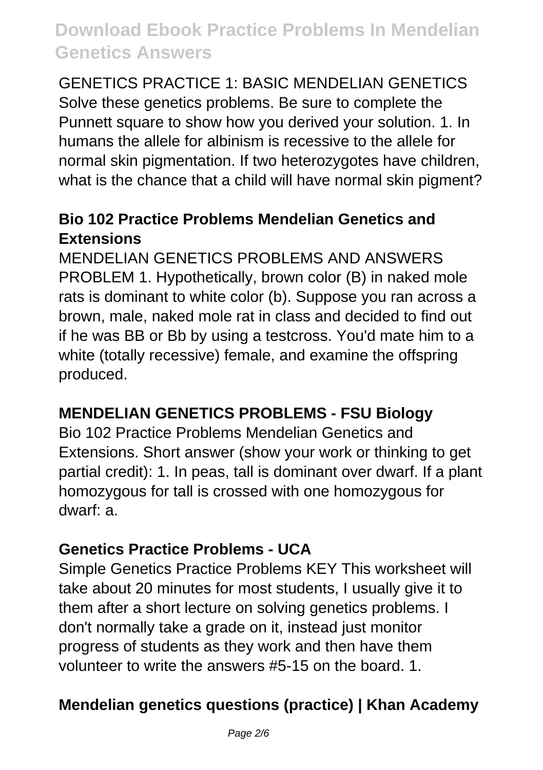GENETICS PRACTICE 1: BASIC MENDELIAN GENETICS Solve these genetics problems. Be sure to complete the Punnett square to show how you derived your solution. 1. In humans the allele for albinism is recessive to the allele for normal skin pigmentation. If two heterozygotes have children, what is the chance that a child will have normal skin pigment?

### Bio 102 Practice Problems Mendelian Genetics and Extensions

MENDELIAN GENETICS PROBLEMS AND ANSWERS PROBLEM 1. Hypothetically, brown color (B) in naked mole rats is dominant to white color (b). Suppose you ran across a brown, male, naked mole rat in class and decided to find out if he was BB or Bb by using a testcross. You'd mate him to a white (totally recessive) female, and examine the offspring produced.

### MENDELIAN GENETICS PROBLEMS - FSU Biology

Bio 102 Practice Problems Mendelian Genetics and Extensions. Short answer (show your work or thinking to get partial credit): 1. In peas, tall is dominant over dwarf. If a plant homozygous for tall is crossed with one homozygous for dwarf: a.

### Genetics Practice Problems - UCA

Simple Genetics Practice Problems KEY This worksheet will take about 20 minutes for most students, I usually give it to them after a short lecture on solving genetics problems. I don't normally take a grade on it, instead just monitor progress of students as they work and then have them volunteer to write the answers #5-15 on the board. 1.

### Mendelian genetics questions (practice) | Khan Academy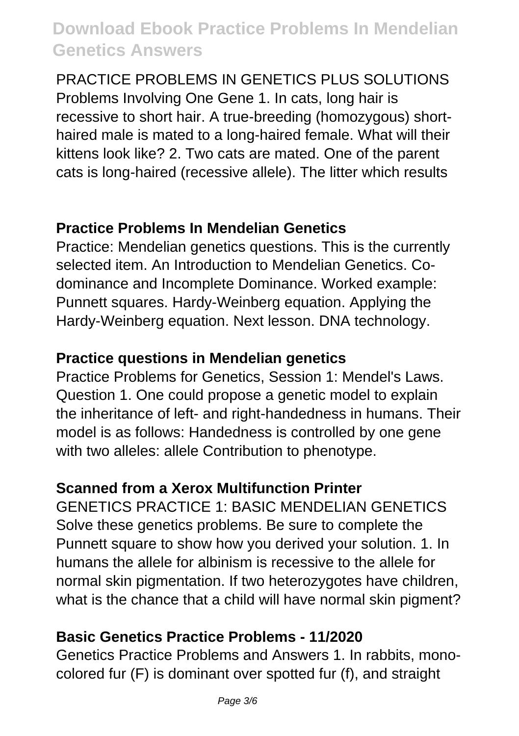PRACTICE PROBLEMS IN GENETICS PLUS SOLUTIONS Problems Involving One Gene 1. In cats, long hair is recessive to short hair. A true-breeding (homozygous) short-haired male is mated to a long-haired female. What will their kittens look like? 2. Two cats are mated. One of the parent cats is long-haired (recessive allele). The litter which results

### Practice Problems In Mendelian Genetics

Practice: Mendelian genetics questions. This is the currently selected item. An Introduction to Mendelian Genetics. Co-dominance and Incomplete Dominance. Worked example: Punnett squares. Hardy-Weinberg equation. Applying the Hardy-Weinberg equation. Next lesson. DNA technology.

### Practice questions in Mendelian genetics

Practice Problems for Genetics, Session 1: Mendel's Laws. Question 1. One could propose a genetic model to explain the inheritance of left- and right-handedness in humans. Their model is as follows: Handedness is controlled by one gene with two alleles: allele Contribution to phenotype.

### Scanned from a Xerox Multifunction Printer

GENETICS PRACTICE 1: BASIC MENDELIAN GENETICS Solve these genetics problems. Be sure to complete the Punnett square to show how you derived your solution. 1. In humans the allele for albinism is recessive to the allele for normal skin pigmentation. If two heterozygotes have children, what is the chance that a child will have normal skin pigment?

### Basic Genetics Practice Problems - 11/2020

Genetics Practice Problems and Answers 1. In rabbits, mono-colored fur (F) is dominant over spotted fur (f), and straight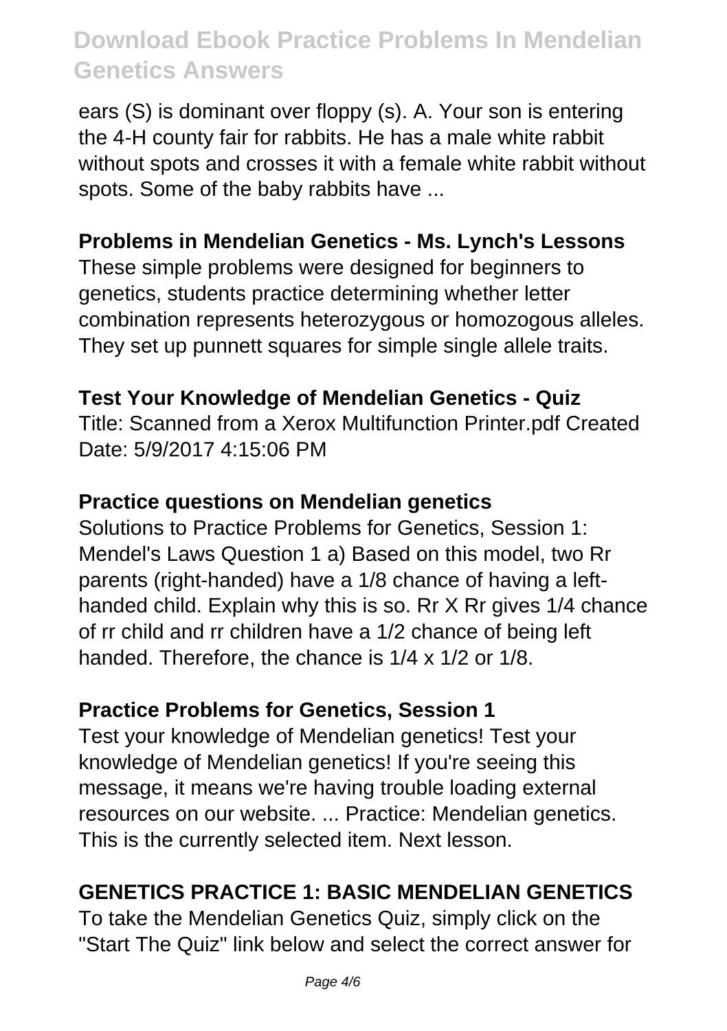ears (S) is dominant over floppy (s). A. Your son is entering the 4-H county fair for rabbits. He has a male white rabbit without spots and crosses it with a female white rabbit without spots. Some of the baby rabbits have ...

**Problems in Mendelian Genetics - Ms. Lynch's Lessons**

These simple problems were designed for beginners to genetics, students practice determining whether letter combination represents heterozygous or homozogous alleles. They set up punnett squares for simple single allele traits.

**Test Your Knowledge of Mendelian Genetics - Quiz**

Title: Scanned from a Xerox Multifunction Printer.pdf Created Date: 5/9/2017 4:15:06 PM

**Practice questions on Mendelian genetics**

Solutions to Practice Problems for Genetics, Session 1: Mendel's Laws Question 1 a) Based on this model, two Rr parents (right-handed) have a 1/8 chance of having a left-handed child. Explain why this is so. Rr X Rr gives 1/4 chance of rr child and rr children have a 1/2 chance of being left handed. Therefore, the chance is 1/4 x 1/2 or 1/8.

**Practice Problems for Genetics, Session 1**

Test your knowledge of Mendelian genetics! Test your knowledge of Mendelian genetics! If you're seeing this message, it means we're having trouble loading external resources on our website. ... Practice: Mendelian genetics. This is the currently selected item. Next lesson.

**GENETICS PRACTICE 1: BASIC MENDELIAN GENETICS**

To take the Mendelian Genetics Quiz, simply click on the "Start The Quiz" link below and select the correct answer for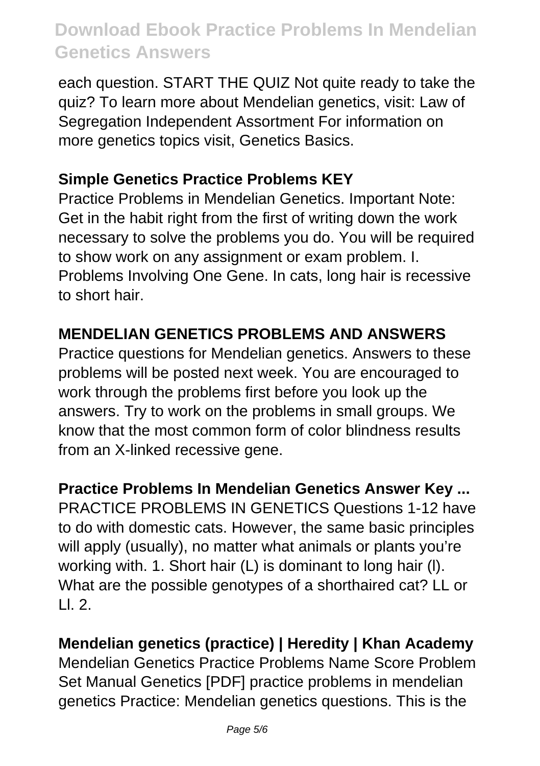each question. START THE QUIZ Not quite ready to take the quiz? To learn more about Mendelian genetics, visit: Law of Segregation Independent Assortment For information on more genetics topics visit, Genetics Basics.

**Simple Genetics Practice Problems KEY**

Practice Problems in Mendelian Genetics. Important Note: Get in the habit right from the first of writing down the work necessary to solve the problems you do. You will be required to show work on any assignment or exam problem. I. Problems Involving One Gene. In cats, long hair is recessive to short hair.

**MENDELIAN GENETICS PROBLEMS AND ANSWERS**

Practice questions for Mendelian genetics. Answers to these problems will be posted next week. You are encouraged to work through the problems first before you look up the answers. Try to work on the problems in small groups. We know that the most common form of color blindness results from an X-linked recessive gene.

**Practice Problems In Mendelian Genetics Answer Key ...**

PRACTICE PROBLEMS IN GENETICS Questions 1-12 have to do with domestic cats. However, the same basic principles will apply (usually), no matter what animals or plants you're working with. 1. Short hair (L) is dominant to long hair (l). What are the possible genotypes of a shorthaired cat? LL or Ll. 2.

**Mendelian genetics (practice) | Heredity | Khan Academy**

Mendelian Genetics Practice Problems Name Score Problem Set Manual Genetics [PDF] practice problems in mendelian genetics Practice: Mendelian genetics questions. This is the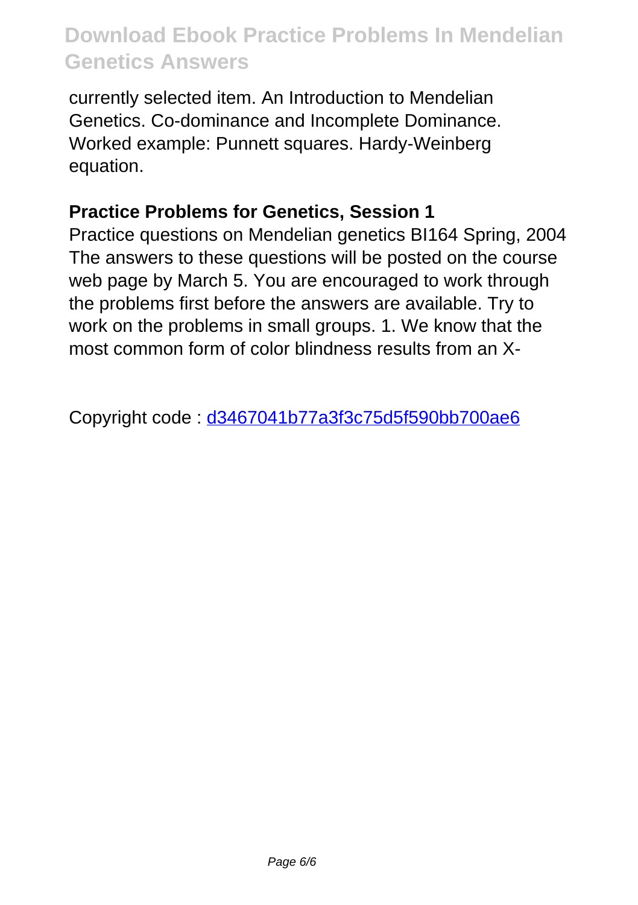currently selected item. An Introduction to Mendelian Genetics. Co-dominance and Incomplete Dominance. Worked example: Punnett squares. Hardy-Weinberg equation.

**Practice Problems for Genetics, Session 1**

Practice questions on Mendelian genetics BI164 Spring, 2004 The answers to these questions will be posted on the course web page by March 5. You are encouraged to work through the problems first before the answers are available. Try to work on the problems in small groups. 1. We know that the most common form of color blindness results from an X-

Copyright code : d3467041b77a3f3c75d5f590bb700ae6